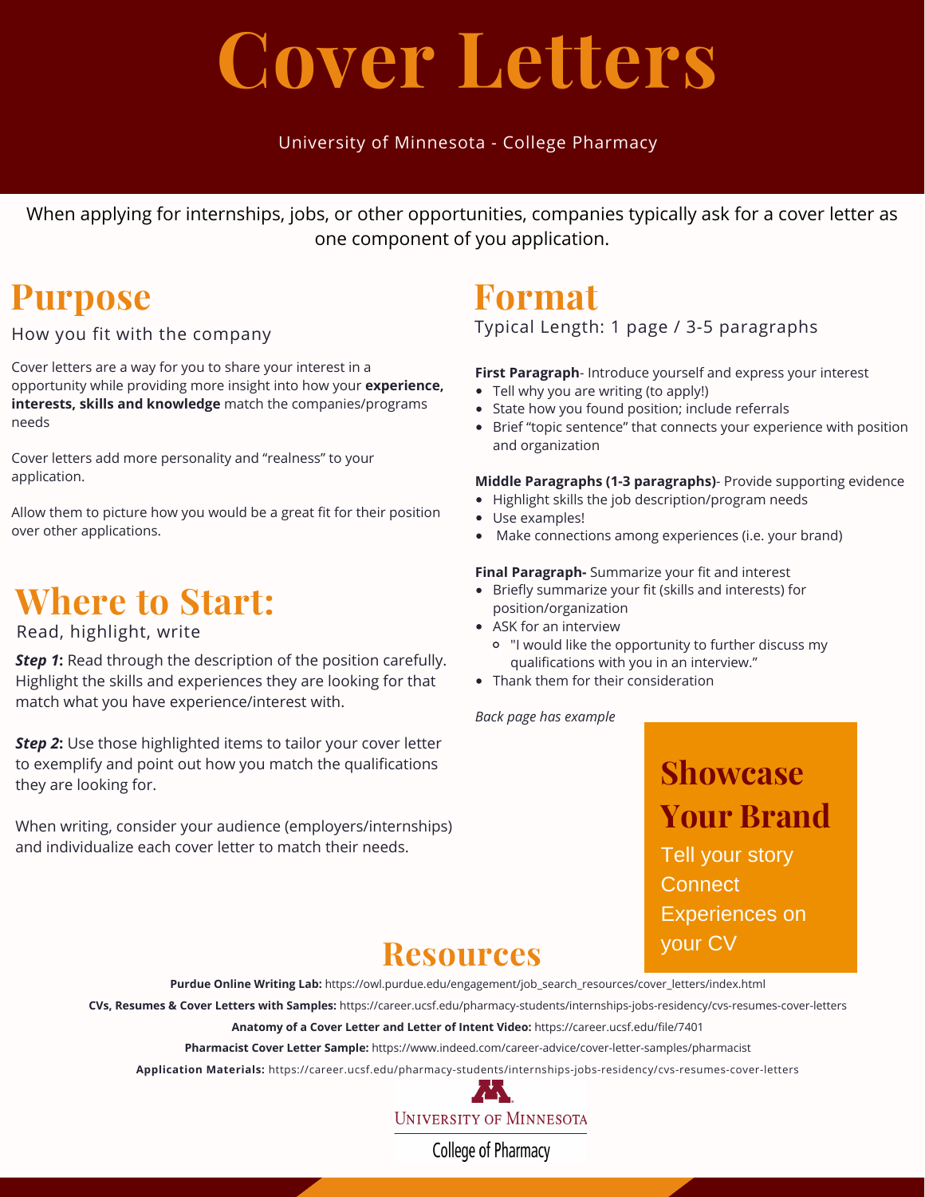# Cover Letters

University of Minnesota - College Pharmacy

When applying for internships, jobs, or other opportunities, companies typically ask for a cover letter as one component of you application.

## Purpose

How you fit with the company

Cover letters are a way for you to share your interest in a opportunity while providing more insight into how your **experience, interests, skills and knowledge** match the companies/programs needs

Cover letters add more personality and "realness" to your application.

Allow them to picture how you would be a great fit for their position over other applications.

## Where to Start:

Read, highlight, write

***Step 1*:** Read through the description of the position carefully. Highlight the skills and experiences they are looking for that match what you have experience/interest with.

***Step 2*:** Use those highlighted items to tailor your cover letter to exemplify and point out how you match the qualifications they are looking for.

When writing, consider your audience (employers/internships) and individualize each cover letter to match their needs.

## Format

Typical Length: 1 page / 3-5 paragraphs

**First Paragraph**- Introduce yourself and express your interest

- Tell why you are writing (to apply!)
- State how you found position; include referrals
- Brief "topic sentence" that connects your experience with position and organization

**Middle Paragraphs (1-3 paragraphs)**- Provide supporting evidence

- Highlight skills the job description/program needs
- Use examples!
- Make connections among experiences (i.e. your brand)

**Final Paragraph-** Summarize your fit and interest

- Briefly summarize your fit (skills and interests) for position/organization
- ASK for an interview
  - "I would like the opportunity to further discuss my qualifications with you in an interview."
- Thank them for their consideration

*Back page has example*

## Showcase Your Brand

Tell your story
Connect
Experiences on your CV

## Resources

**Purdue Online Writing Lab:** https://owl.purdue.edu/engagement/job_search_resources/cover_letters/index.html

**CVs, Resumes & Cover Letters with Samples:** https://career.ucsf.edu/pharmacy-students/internships-jobs-residency/cvs-resumes-cover-letters

**Anatomy of a Cover Letter and Letter of Intent Video:** https://career.ucsf.edu/file/7401

**Pharmacist Cover Letter Sample:** https://www.indeed.com/career-advice/cover-letter-samples/pharmacist

**Application Materials:** https://career.ucsf.edu/pharmacy-students/internships-jobs-residency/cvs-resumes-cover-letters

University of Minnesota
College of Pharmacy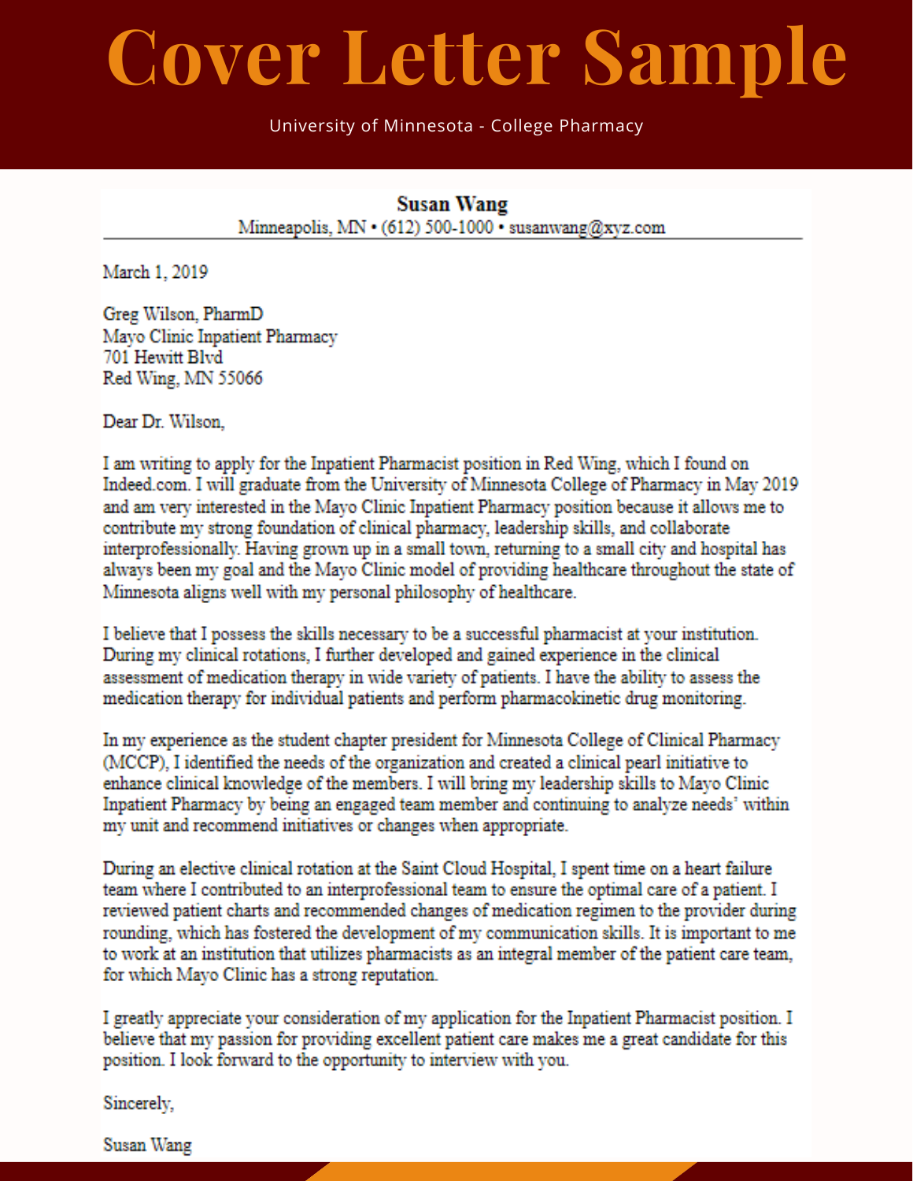# Cover Letter Sample

University of Minnesota - College Pharmacy

**Susan Wang**

Minneapolis, MN • (612) 500-1000 • susanwang@xyz.com

March 1, 2019

Greg Wilson, PharmD
Mayo Clinic Inpatient Pharmacy
701 Hewitt Blvd
Red Wing, MN 55066

Dear Dr. Wilson,

I am writing to apply for the Inpatient Pharmacist position in Red Wing, which I found on Indeed.com. I will graduate from the University of Minnesota College of Pharmacy in May 2019 and am very interested in the Mayo Clinic Inpatient Pharmacy position because it allows me to contribute my strong foundation of clinical pharmacy, leadership skills, and collaborate interprofessionally. Having grown up in a small town, returning to a small city and hospital has always been my goal and the Mayo Clinic model of providing healthcare throughout the state of Minnesota aligns well with my personal philosophy of healthcare.

I believe that I possess the skills necessary to be a successful pharmacist at your institution. During my clinical rotations, I further developed and gained experience in the clinical assessment of medication therapy in wide variety of patients. I have the ability to assess the medication therapy for individual patients and perform pharmacokinetic drug monitoring.

In my experience as the student chapter president for Minnesota College of Clinical Pharmacy (MCCP), I identified the needs of the organization and created a clinical pearl initiative to enhance clinical knowledge of the members. I will bring my leadership skills to Mayo Clinic Inpatient Pharmacy by being an engaged team member and continuing to analyze needs' within my unit and recommend initiatives or changes when appropriate.

During an elective clinical rotation at the Saint Cloud Hospital, I spent time on a heart failure team where I contributed to an interprofessional team to ensure the optimal care of a patient. I reviewed patient charts and recommended changes of medication regimen to the provider during rounding, which has fostered the development of my communication skills. It is important to me to work at an institution that utilizes pharmacists as an integral member of the patient care team, for which Mayo Clinic has a strong reputation.

I greatly appreciate your consideration of my application for the Inpatient Pharmacist position. I believe that my passion for providing excellent patient care makes me a great candidate for this position. I look forward to the opportunity to interview with you.

Sincerely,

Susan Wang